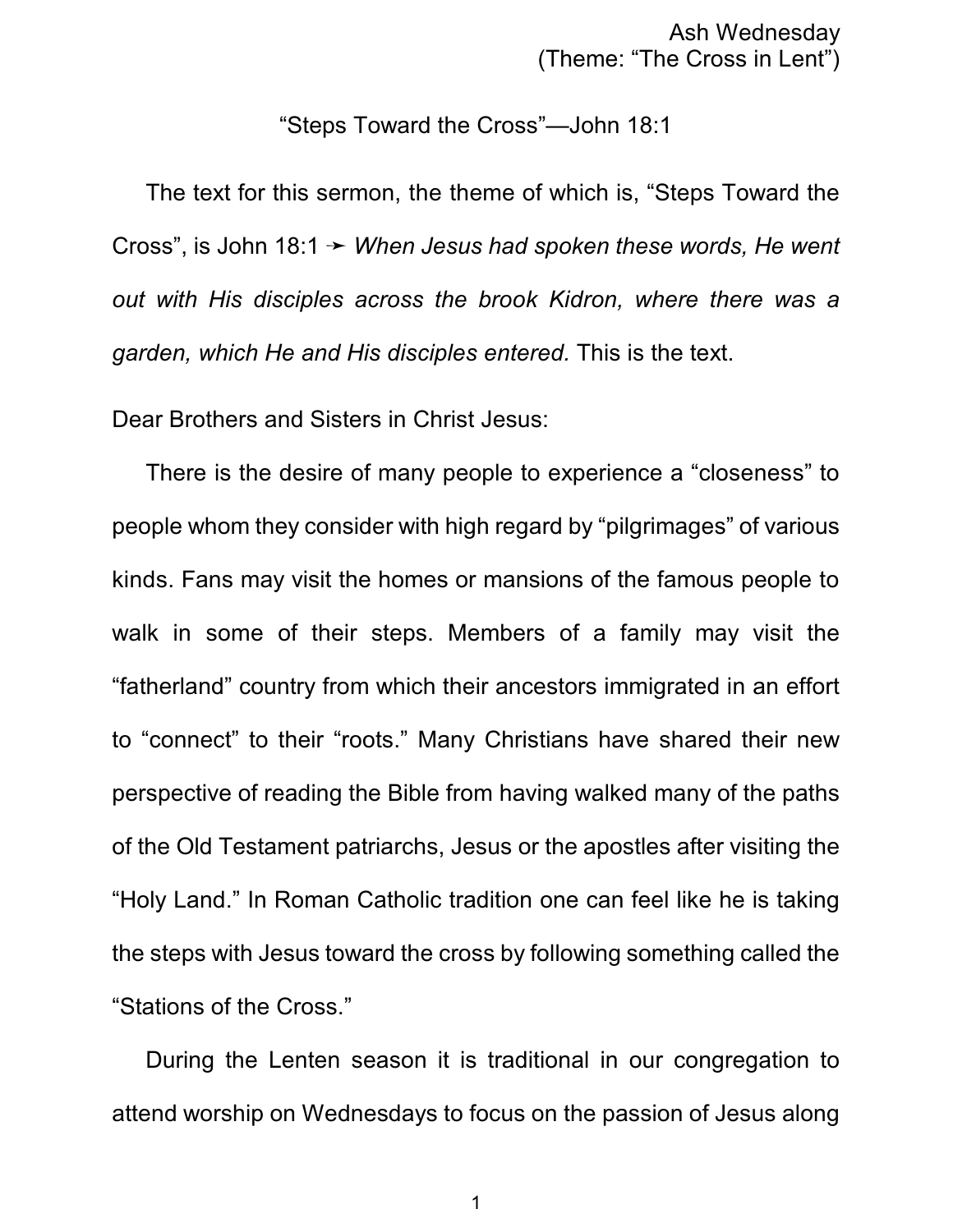Ash Wednesday
(Theme: “The Cross in Lent”)

“Steps Toward the Cross”—John 18:1

The text for this sermon, the theme of which is, “Steps Toward the Cross”, is John 18:1 ➛ *When Jesus had spoken these words, He went out with His disciples across the brook Kidron, where there was a garden, which He and His disciples entered.* This is the text.

Dear Brothers and Sisters in Christ Jesus:

There is the desire of many people to experience a “closeness” to people whom they consider with high regard by “pilgrimages” of various kinds. Fans may visit the homes or mansions of the famous people to walk in some of their steps. Members of a family may visit the “fatherland” country from which their ancestors immigrated in an effort to “connect” to their “roots.” Many Christians have shared their new perspective of reading the Bible from having walked many of the paths of the Old Testament patriarchs, Jesus or the apostles after visiting the “Holy Land.” In Roman Catholic tradition one can feel like he is taking the steps with Jesus toward the cross by following something called the “Stations of the Cross.”

During the Lenten season it is traditional in our congregation to attend worship on Wednesdays to focus on the passion of Jesus along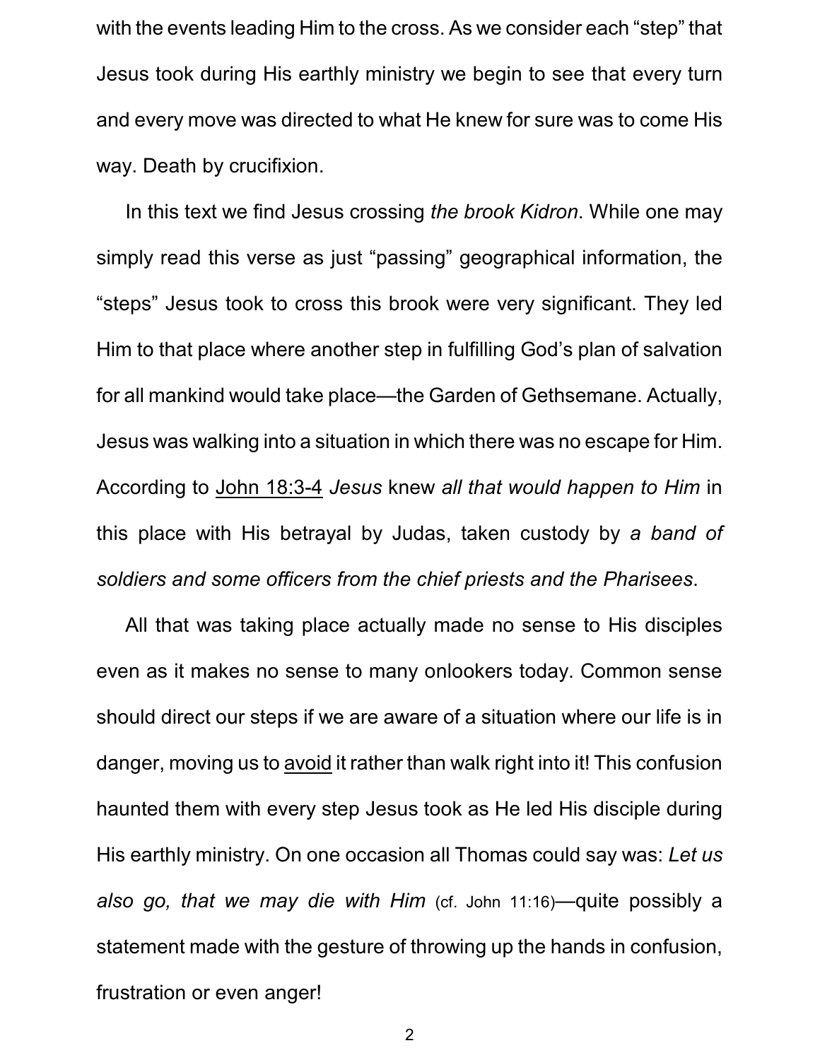with the events leading Him to the cross. As we consider each "step" that Jesus took during His earthly ministry we begin to see that every turn and every move was directed to what He knew for sure was to come His way. Death by crucifixion.

In this text we find Jesus crossing *the brook Kidron*. While one may simply read this verse as just "passing" geographical information, the "steps" Jesus took to cross this brook were very significant. They led Him to that place where another step in fulfilling God's plan of salvation for all mankind would take place—the Garden of Gethsemane. Actually, Jesus was walking into a situation in which there was no escape for Him. According to <u>John 18:3-4</u> *Jesus* knew *all that would happen to Him* in this place with His betrayal by Judas, taken custody by *a band of soldiers and some officers from the chief priests and the Pharisees*.

All that was taking place actually made no sense to His disciples even as it makes no sense to many onlookers today. Common sense should direct our steps if we are aware of a situation where our life is in danger, moving us to <u>avoid</u> it rather than walk right into it! This confusion haunted them with every step Jesus took as He led His disciple during His earthly ministry. On one occasion all Thomas could say was: *Let us also go, that we may die with Him* (cf. John 11:16)—quite possibly a statement made with the gesture of throwing up the hands in confusion, frustration or even anger!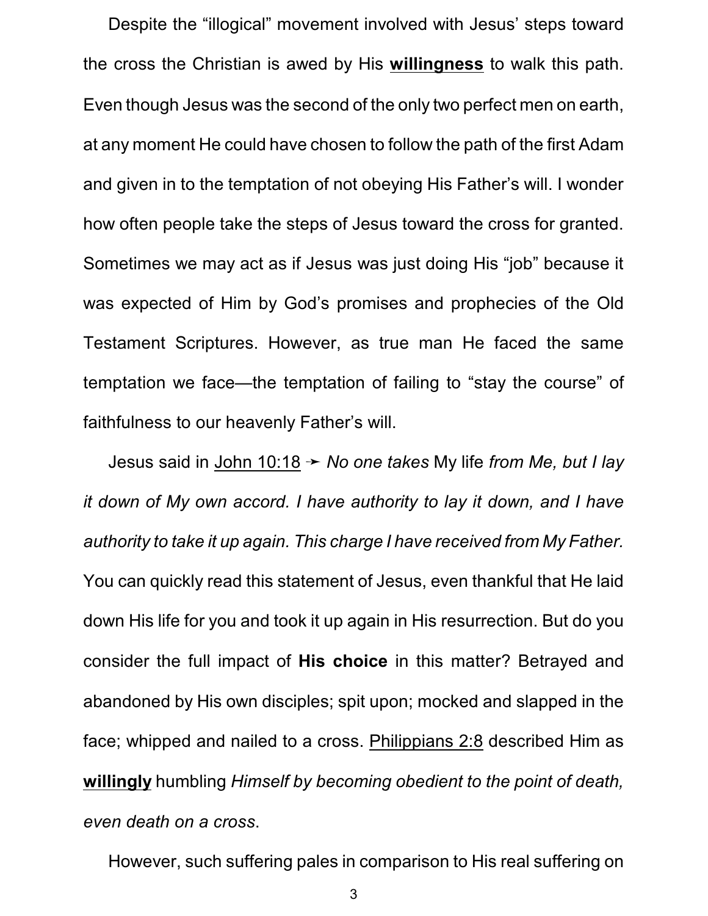Despite the "illogical" movement involved with Jesus' steps toward the cross the Christian is awed by His <u>**willingness**</u> to walk this path. Even though Jesus was the second of the only two perfect men on earth, at any moment He could have chosen to follow the path of the first Adam and given in to the temptation of not obeying His Father's will. I wonder how often people take the steps of Jesus toward the cross for granted. Sometimes we may act as if Jesus was just doing His "job" because it was expected of Him by God's promises and prophecies of the Old Testament Scriptures. However, as true man He faced the same temptation we face—the temptation of failing to "stay the course" of faithfulness to our heavenly Father's will.

Jesus said in <u>John 10:18</u> ➛ *No one takes* My life *from Me, but I lay it down of My own accord. I have authority to lay it down, and I have authority to take it up again. This charge I have received from My Father.* You can quickly read this statement of Jesus, even thankful that He laid down His life for you and took it up again in His resurrection. But do you consider the full impact of **His choice** in this matter? Betrayed and abandoned by His own disciples; spit upon; mocked and slapped in the face; whipped and nailed to a cross. <u>Philippians 2:8</u> described Him as <u>**willingly**</u> humbling *Himself by becoming obedient to the point of death, even death on a cross*.

However, such suffering pales in comparison to His real suffering on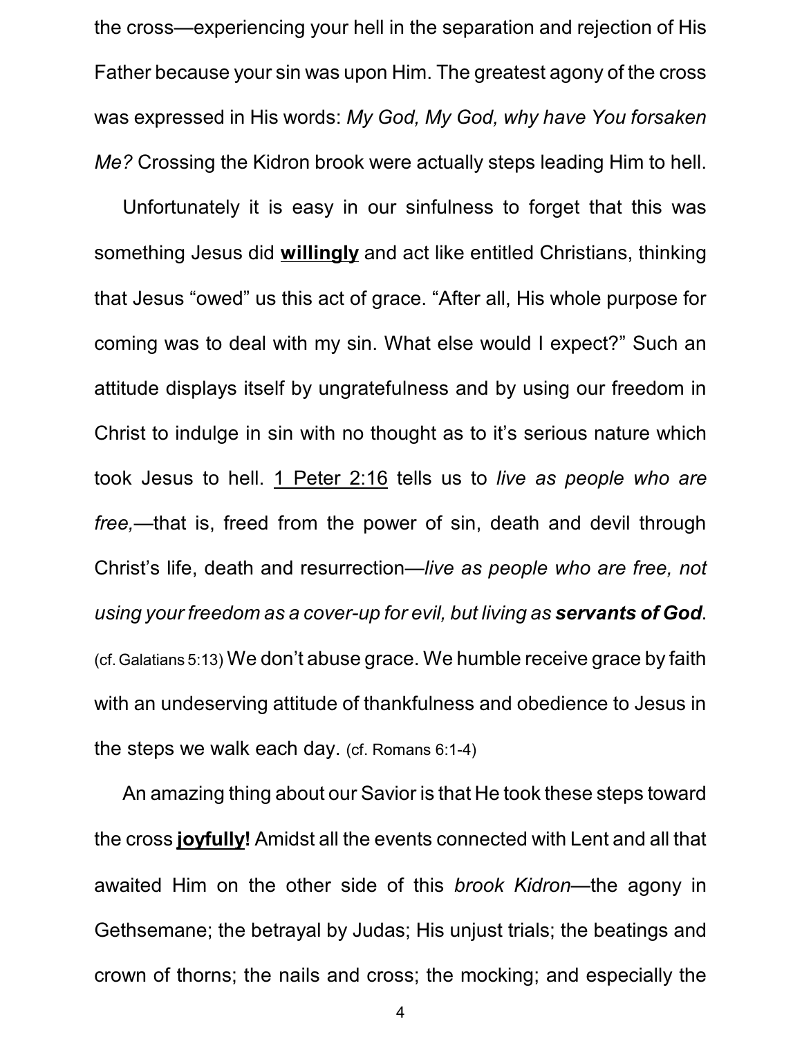the cross—experiencing your hell in the separation and rejection of His Father because your sin was upon Him. The greatest agony of the cross was expressed in His words: *My God, My God, why have You forsaken Me?* Crossing the Kidron brook were actually steps leading Him to hell.

Unfortunately it is easy in our sinfulness to forget that this was something Jesus did **willingly** and act like entitled Christians, thinking that Jesus "owed" us this act of grace. "After all, His whole purpose for coming was to deal with my sin. What else would I expect?" Such an attitude displays itself by ungratefulness and by using our freedom in Christ to indulge in sin with no thought as to it's serious nature which took Jesus to hell. 1 Peter 2:16 tells us to *live as people who are free,*—that is, freed from the power of sin, death and devil through Christ's life, death and resurrection—*live as people who are free, not using your freedom as a cover-up for evil, but living as* ***servants of God****.* (cf. Galatians 5:13) We don't abuse grace. We humble receive grace by faith with an undeserving attitude of thankfulness and obedience to Jesus in the steps we walk each day. (cf. Romans 6:1-4)

An amazing thing about our Savior is that He took these steps toward the cross **joyfully!** Amidst all the events connected with Lent and all that awaited Him on the other side of this *brook Kidron*—the agony in Gethsemane; the betrayal by Judas; His unjust trials; the beatings and crown of thorns; the nails and cross; the mocking; and especially the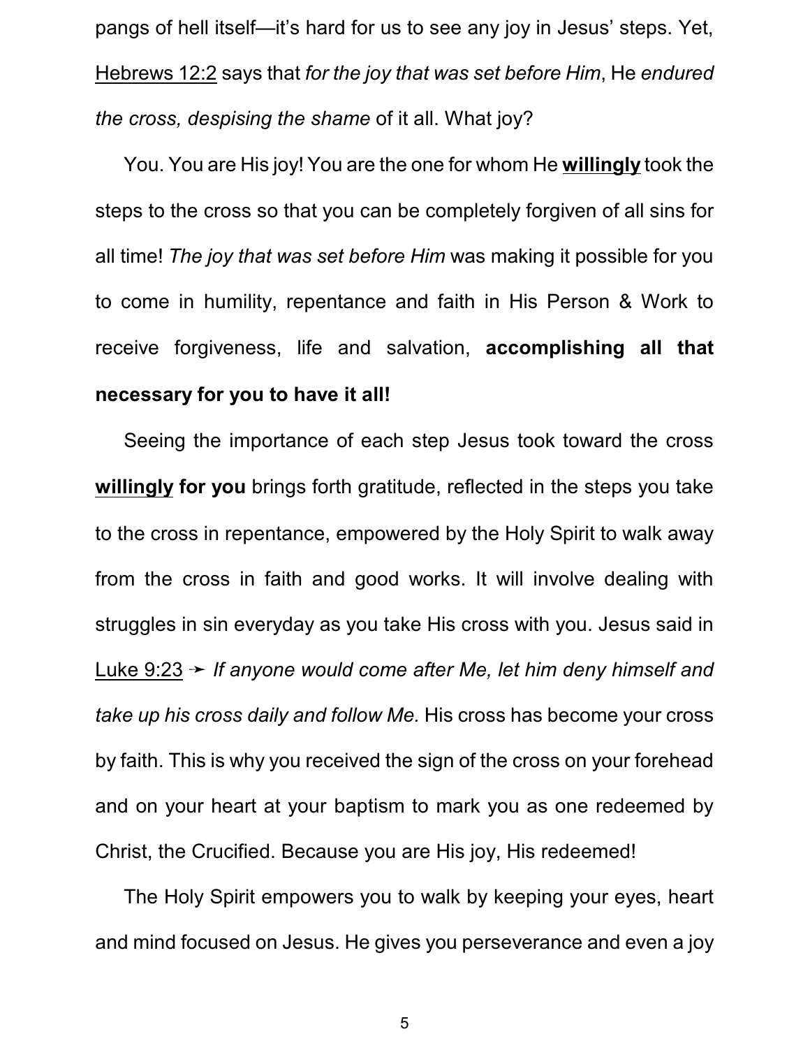pangs of hell itself—it's hard for us to see any joy in Jesus' steps. Yet, <u>Hebrews 12:2</u> says that *for the joy that was set before Him*, He *endured the cross, despising the shame* of it all. What joy?

You. You are His joy! You are the one for whom He **<u>willingly</u>** took the steps to the cross so that you can be completely forgiven of all sins for all time! *The joy that was set before Him* was making it possible for you to come in humility, repentance and faith in His Person & Work to receive forgiveness, life and salvation, **accomplishing all that necessary for you to have it all!**

Seeing the importance of each step Jesus took toward the cross **<u>willingly</u> for you** brings forth gratitude, reflected in the steps you take to the cross in repentance, empowered by the Holy Spirit to walk away from the cross in faith and good works. It will involve dealing with struggles in sin everyday as you take His cross with you. Jesus said in <u>Luke 9:23</u> ➛ *If anyone would come after Me, let him deny himself and take up his cross daily and follow Me.* His cross has become your cross by faith. This is why you received the sign of the cross on your forehead and on your heart at your baptism to mark you as one redeemed by Christ, the Crucified. Because you are His joy, His redeemed!

The Holy Spirit empowers you to walk by keeping your eyes, heart and mind focused on Jesus. He gives you perseverance and even a joy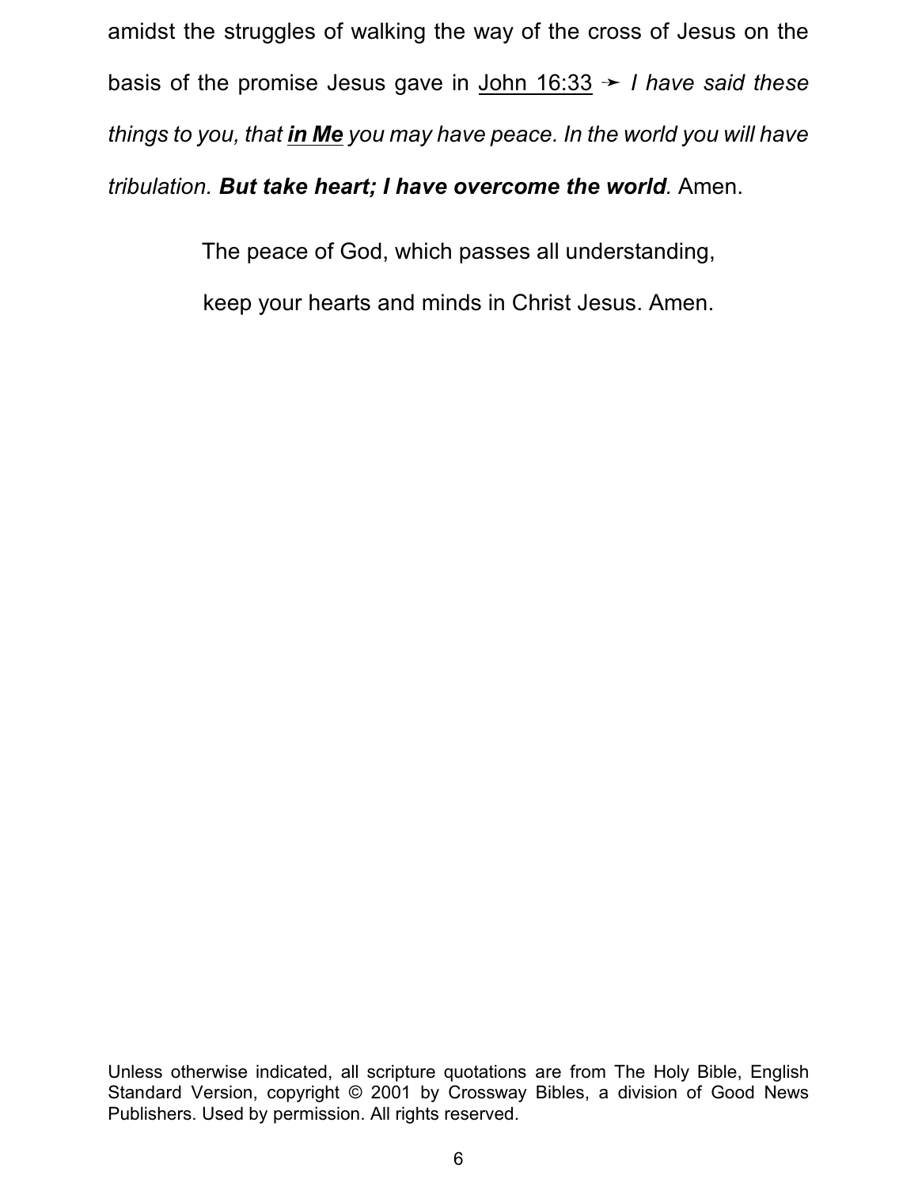amidst the struggles of walking the way of the cross of Jesus on the basis of the promise Jesus gave in John 16:33 ➛ *I have said these things to you, that* ***in Me*** *you may have peace. In the world you will have tribulation.* ***But take heart; I have overcome the world.*** Amen.

The peace of God, which passes all understanding,

keep your hearts and minds in Christ Jesus. Amen.

Unless otherwise indicated, all scripture quotations are from The Holy Bible, English Standard Version, copyright © 2001 by Crossway Bibles, a division of Good News Publishers. Used by permission. All rights reserved.